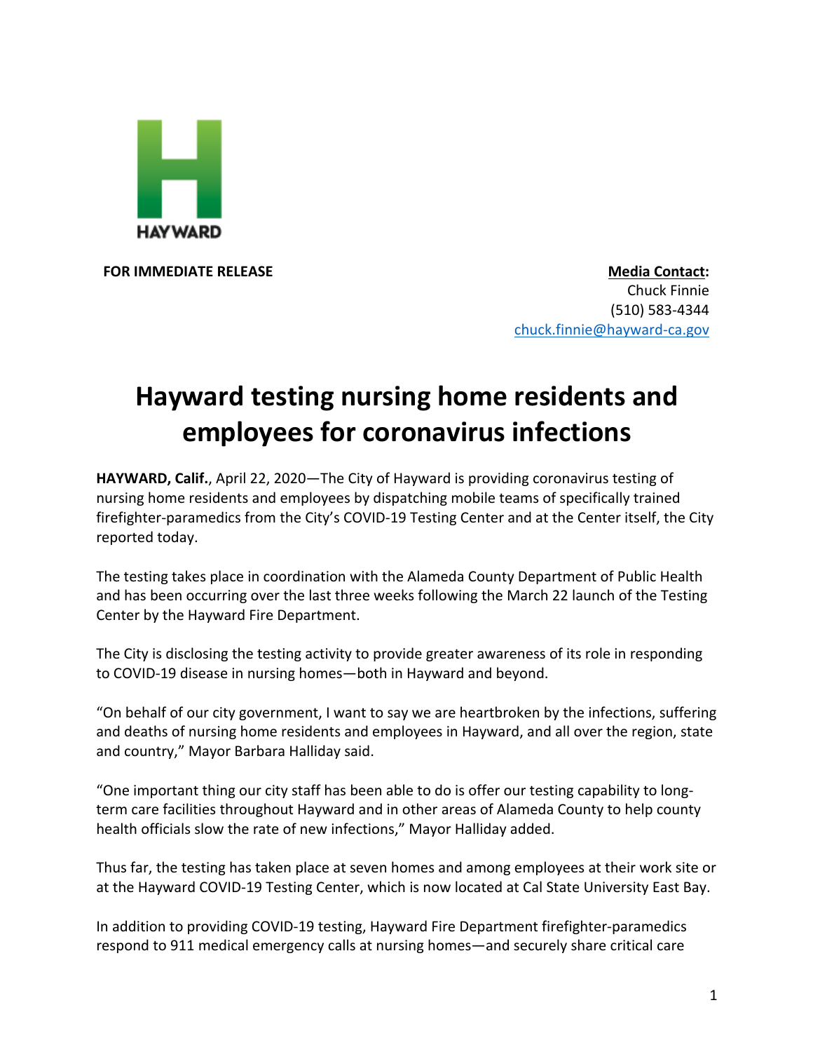HAYWARD

**FOR IMMEDIATE RELEASE**

**Media Contact:**
Chuck Finnie
(510) 583-4344
chuck.finnie@hayward-ca.gov

# Hayward testing nursing home residents and employees for coronavirus infections

**HAYWARD, Calif.**, April 22, 2020—The City of Hayward is providing coronavirus testing of nursing home residents and employees by dispatching mobile teams of specifically trained firefighter-paramedics from the City's COVID-19 Testing Center and at the Center itself, the City reported today.

The testing takes place in coordination with the Alameda County Department of Public Health and has been occurring over the last three weeks following the March 22 launch of the Testing Center by the Hayward Fire Department.

The City is disclosing the testing activity to provide greater awareness of its role in responding to COVID-19 disease in nursing homes—both in Hayward and beyond.

"On behalf of our city government, I want to say we are heartbroken by the infections, suffering and deaths of nursing home residents and employees in Hayward, and all over the region, state and country," Mayor Barbara Halliday said.

"One important thing our city staff has been able to do is offer our testing capability to long-term care facilities throughout Hayward and in other areas of Alameda County to help county health officials slow the rate of new infections," Mayor Halliday added.

Thus far, the testing has taken place at seven homes and among employees at their work site or at the Hayward COVID-19 Testing Center, which is now located at Cal State University East Bay.

In addition to providing COVID-19 testing, Hayward Fire Department firefighter-paramedics respond to 911 medical emergency calls at nursing homes—and securely share critical care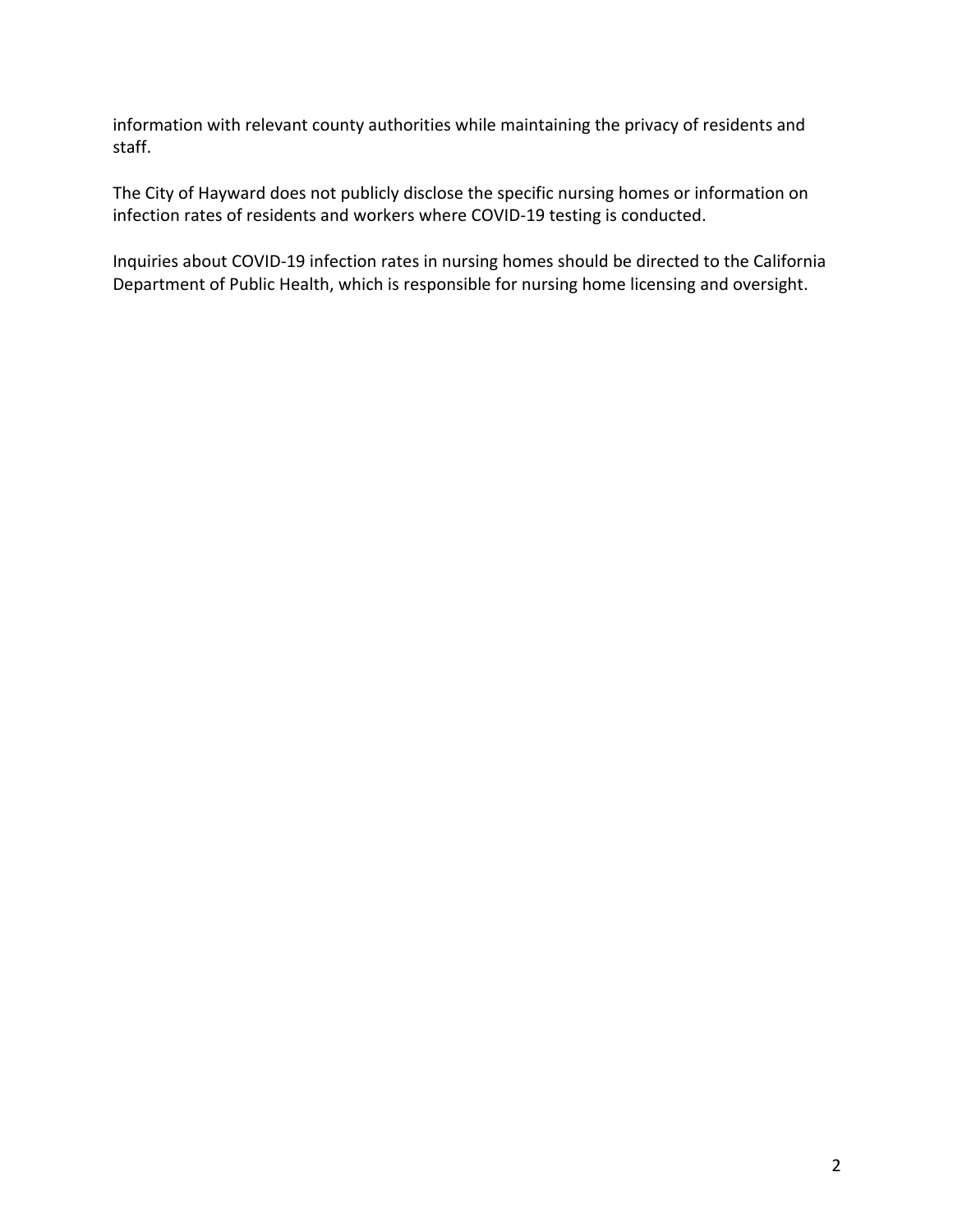information with relevant county authorities while maintaining the privacy of residents and staff.

The City of Hayward does not publicly disclose the specific nursing homes or information on infection rates of residents and workers where COVID-19 testing is conducted.

Inquiries about COVID-19 infection rates in nursing homes should be directed to the California Department of Public Health, which is responsible for nursing home licensing and oversight.